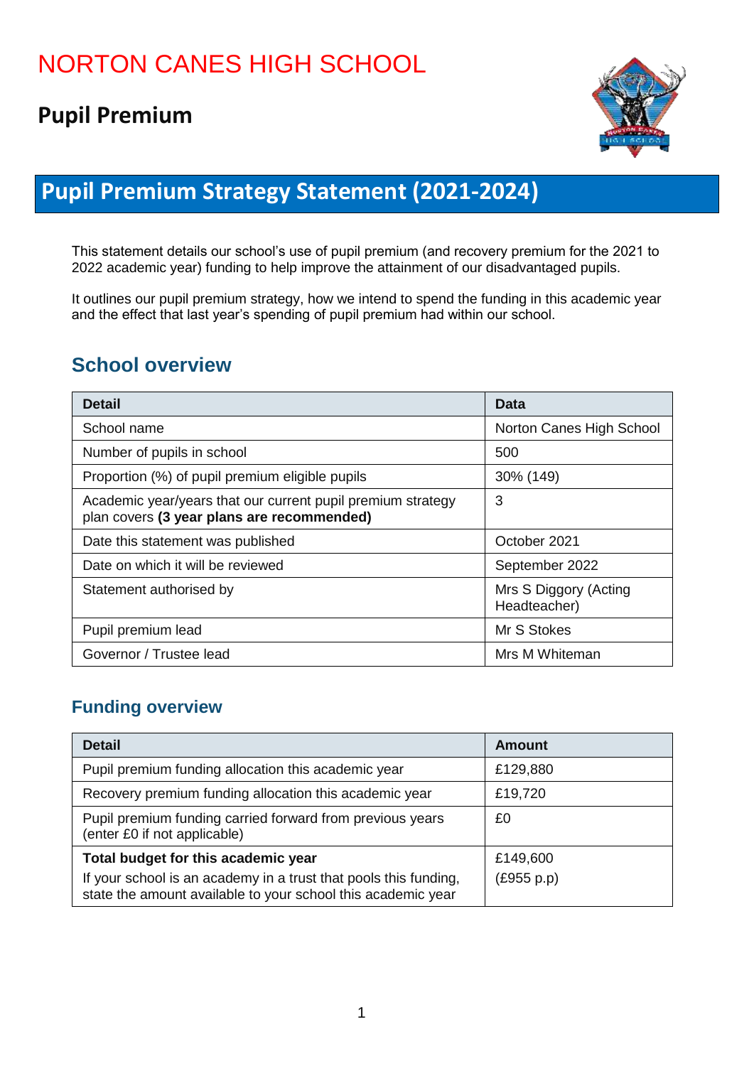# NORTON CANES HIGH SCHOOL

## Pupil Premium

# Pupil Premium Strategy Statement (2021-2024)

This statement details our school's use of pupil premium (and recovery premium for the 2021 to 2022 academic year) funding to help improve the attainment of our disadvantaged pupils.

It outlines our pupil premium strategy, how we intend to spend the funding in this academic year and the effect that last year's spending of pupil premium had within our school.

## School overview

| Detail | Data |
|---|---|
| School name | Norton Canes High School |
| Number of pupils in school | 500 |
| Proportion (%) of pupil premium eligible pupils | 30% (149) |
| Academic year/years that our current pupil premium strategy plan covers **(3 year plans are recommended)** | 3 |
| Date this statement was published | October 2021 |
| Date on which it will be reviewed | September 2022 |
| Statement authorised by | Mrs S Diggory (Acting Headteacher) |
| Pupil premium lead | Mr S Stokes |
| Governor / Trustee lead | Mrs M Whiteman |

## Funding overview

| Detail | Amount |
|---|---|
| Pupil premium funding allocation this academic year | £129,880 |
| Recovery premium funding allocation this academic year | £19,720 |
| Pupil premium funding carried forward from previous years (enter £0 if not applicable) | £0 |
| **Total budget for this academic year**<br>If your school is an academy in a trust that pools this funding, state the amount available to your school this academic year | £149,600<br>(£955 p.p) |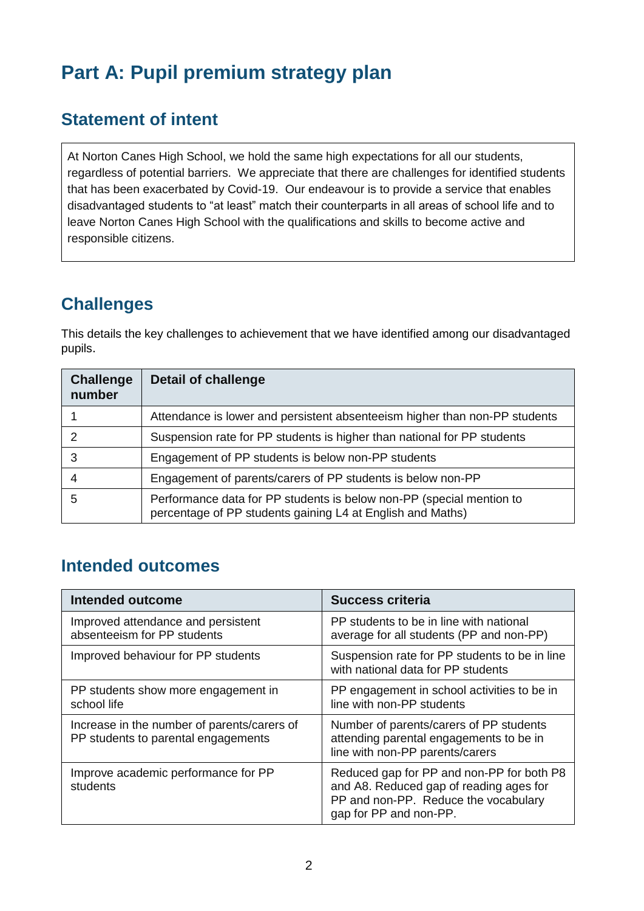# Part A: Pupil premium strategy plan

## Statement of intent

At Norton Canes High School, we hold the same high expectations for all our students, regardless of potential barriers. We appreciate that there are challenges for identified students that has been exacerbated by Covid-19. Our endeavour is to provide a service that enables disadvantaged students to "at least" match their counterparts in all areas of school life and to leave Norton Canes High School with the qualifications and skills to become active and responsible citizens.

## Challenges

This details the key challenges to achievement that we have identified among our disadvantaged pupils.

| Challenge number | Detail of challenge |
|---|---|
| 1 | Attendance is lower and persistent absenteeism higher than non-PP students |
| 2 | Suspension rate for PP students is higher than national for PP students |
| 3 | Engagement of PP students is below non-PP students |
| 4 | Engagement of parents/carers of PP students is below non-PP |
| 5 | Performance data for PP students is below non-PP (special mention to percentage of PP students gaining L4 at English and Maths) |

## Intended outcomes

| Intended outcome | Success criteria |
|---|---|
| Improved attendance and persistent absenteeism for PP students | PP students to be in line with national average for all students (PP and non-PP) |
| Improved behaviour for PP students | Suspension rate for PP students to be in line with national data for PP students |
| PP students show more engagement in school life | PP engagement in school activities to be in line with non-PP students |
| Increase in the number of parents/carers of PP students to parental engagements | Number of parents/carers of PP students attending parental engagements to be in line with non-PP parents/carers |
| Improve academic performance for PP students | Reduced gap for PP and non-PP for both P8 and A8. Reduced gap of reading ages for PP and non-PP. Reduce the vocabulary gap for PP and non-PP. |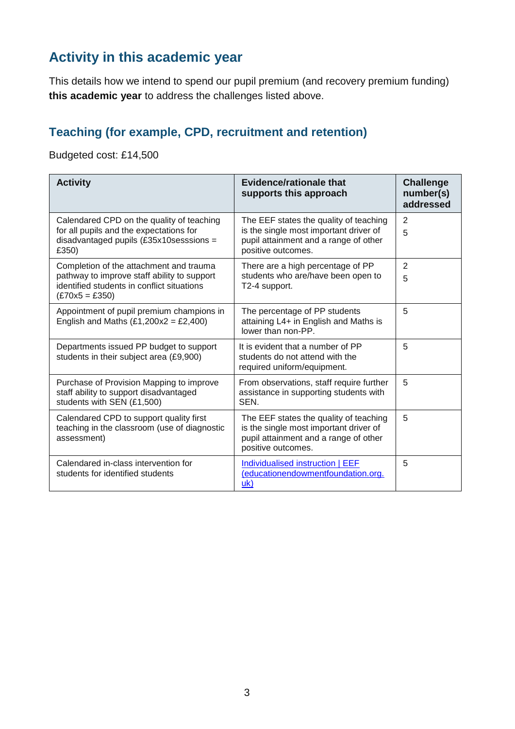## Activity in this academic year

This details how we intend to spend our pupil premium (and recovery premium funding) **this academic year** to address the challenges listed above.

### Teaching (for example, CPD, recruitment and retention)

Budgeted cost: £14,500

| Activity | Evidence/rationale that supports this approach | Challenge number(s) addressed |
|---|---|---|
| Calendared CPD on the quality of teaching for all pupils and the expectations for disadvantaged pupils (£35x10sesssions = £350) | The EEF states the quality of teaching is the single most important driver of pupil attainment and a range of other positive outcomes. | 2<br>5 |
| Completion of the attachment and trauma pathway to improve staff ability to support identified students in conflict situations (£70x5 = £350) | There are a high percentage of PP students who are/have been open to T2-4 support. | 2<br>5 |
| Appointment of pupil premium champions in English and Maths (£1,200x2 = £2,400) | The percentage of PP students attaining L4+ in English and Maths is lower than non-PP. | 5 |
| Departments issued PP budget to support students in their subject area (£9,900) | It is evident that a number of PP students do not attend with the required uniform/equipment. | 5 |
| Purchase of Provision Mapping to improve staff ability to support disadvantaged students with SEN (£1,500) | From observations, staff require further assistance in supporting students with SEN. | 5 |
| Calendared CPD to support quality first teaching in the classroom (use of diagnostic assessment) | The EEF states the quality of teaching is the single most important driver of pupil attainment and a range of other positive outcomes. | 5 |
| Calendared in-class intervention for students for identified students | Individualised instruction \| EEF (educationendowmentfoundation.org.uk) | 5 |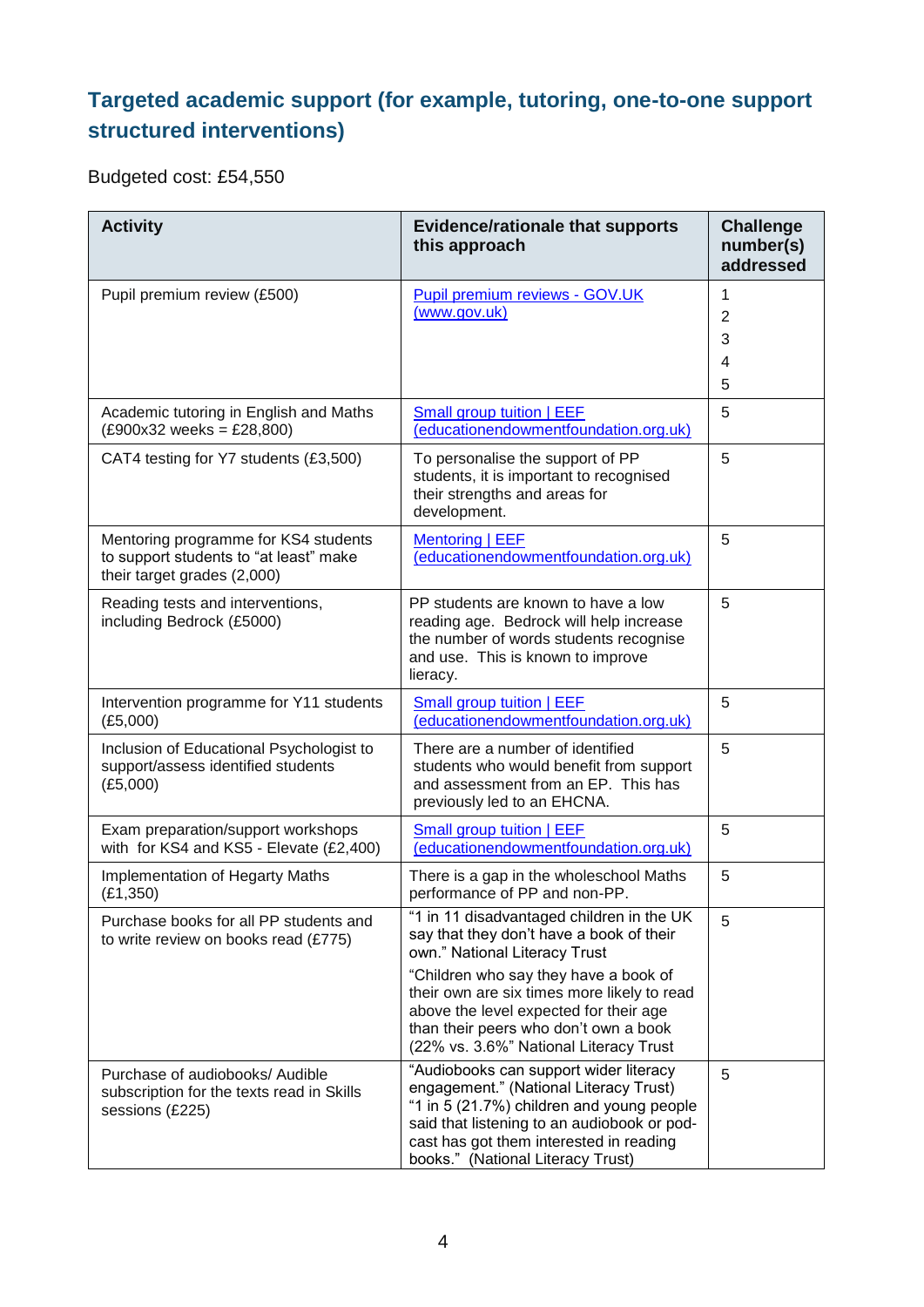## Targeted academic support (for example, tutoring, one-to-one support structured interventions)

Budgeted cost: £54,550

| Activity | Evidence/rationale that supports this approach | Challenge number(s) addressed |
|---|---|---|
| Pupil premium review (£500) | [Pupil premium reviews - GOV.UK (www.gov.uk)](https://www.gov.uk) | 1<br>2<br>3<br>4<br>5 |
| Academic tutoring in English and Maths (£900x32 weeks = £28,800) | [Small group tuition \| EEF (educationendowmentfoundation.org.uk)](https://educationendowmentfoundation.org.uk) | 5 |
| CAT4 testing for Y7 students (£3,500) | To personalise the support of PP students, it is important to recognised their strengths and areas for development. | 5 |
| Mentoring programme for KS4 students to support students to "at least" make their target grades (2,000) | [Mentoring \| EEF (educationendowmentfoundation.org.uk)](https://educationendowmentfoundation.org.uk) | 5 |
| Reading tests and interventions, including Bedrock (£5000) | PP students are known to have a low reading age. Bedrock will help increase the number of words students recognise and use. This is known to improve lieracy. | 5 |
| Intervention programme for Y11 students (£5,000) | [Small group tuition \| EEF (educationendowmentfoundation.org.uk)](https://educationendowmentfoundation.org.uk) | 5 |
| Inclusion of Educational Psychologist to support/assess identified students (£5,000) | There are a number of identified students who would benefit from support and assessment from an EP. This has previously led to an EHCNA. | 5 |
| Exam preparation/support workshops with for KS4 and KS5 - Elevate (£2,400) | [Small group tuition \| EEF (educationendowmentfoundation.org.uk)](https://educationendowmentfoundation.org.uk) | 5 |
| Implementation of Hegarty Maths (£1,350) | There is a gap in the wholeschool Maths performance of PP and non-PP. | 5 |
| Purchase books for all PP students and to write review on books read (£775) | "1 in 11 disadvantaged children in the UK say that they don't have a book of their own." National Literacy Trust<br>"Children who say they have a book of their own are six times more likely to read above the level expected for their age than their peers who don't own a book (22% vs. 3.6%" National Literacy Trust | 5 |
| Purchase of audiobooks/ Audible subscription for the texts read in Skills sessions (£225) | "Audiobooks can support wider literacy engagement." (National Literacy Trust) "1 in 5 (21.7%) children and young people said that listening to an audiobook or pod-cast has got them interested in reading books." (National Literacy Trust) | 5 |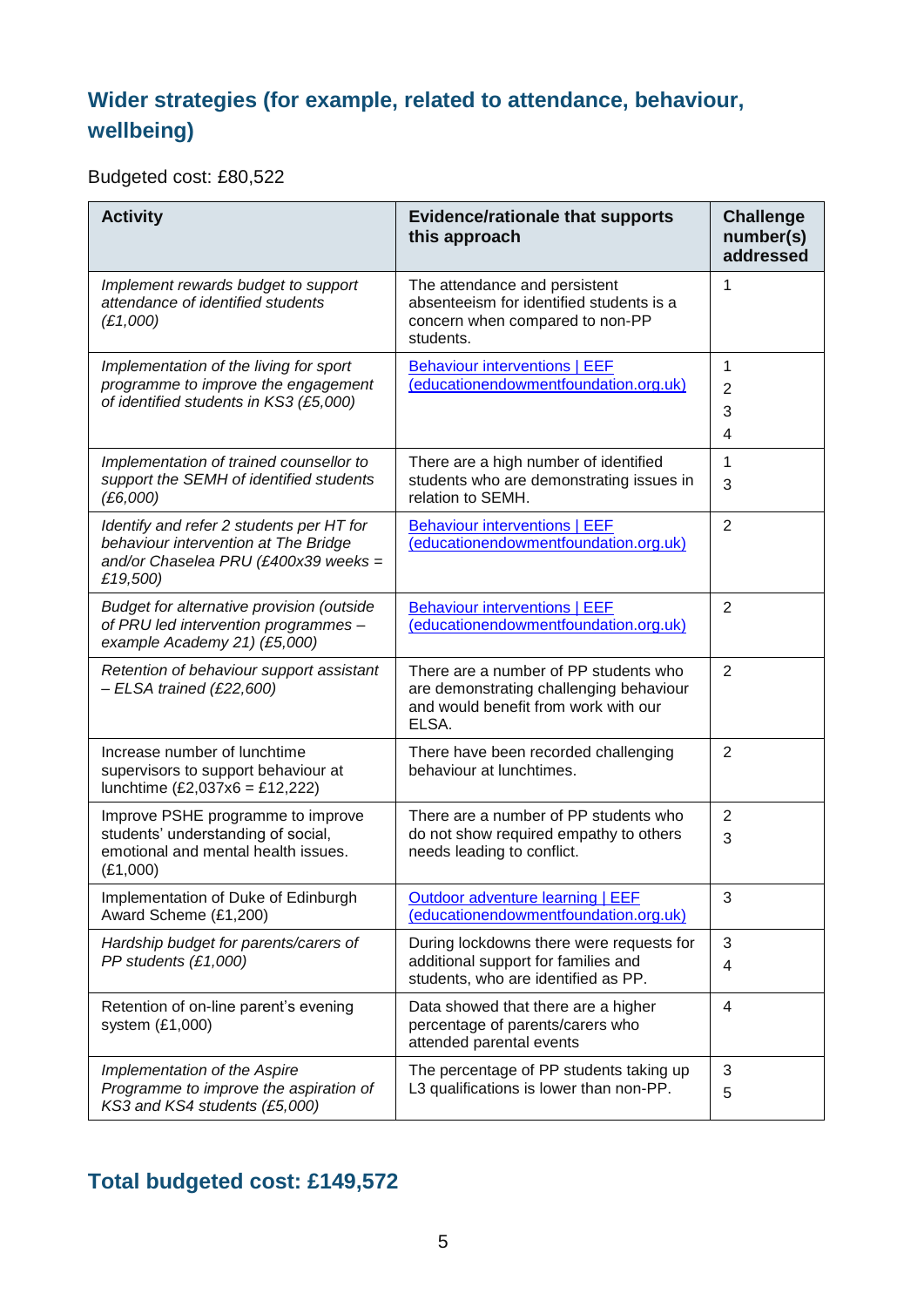## Wider strategies (for example, related to attendance, behaviour, wellbeing)

Budgeted cost: £80,522

| Activity | Evidence/rationale that supports this approach | Challenge number(s) addressed |
|---|---|---|
| *Implement rewards budget to support attendance of identified students (£1,000)* | The attendance and persistent absenteeism for identified students is a concern when compared to non-PP students. | 1 |
| *Implementation of the living for sport programme to improve the engagement of identified students in KS3 (£5,000)* | [Behaviour interventions \| EEF (educationendowmentfoundation.org.uk)]() | 1<br>2<br>3<br>4 |
| *Implementation of trained counsellor to support the SEMH of identified students (£6,000)* | There are a high number of identified students who are demonstrating issues in relation to SEMH. | 1<br>3 |
| *Identify and refer 2 students per HT for behaviour intervention at The Bridge and/or Chaselea PRU (£400x39 weeks = £19,500)* | [Behaviour interventions \| EEF (educationendowmentfoundation.org.uk)]() | 2 |
| *Budget for alternative provision (outside of PRU led intervention programmes – example Academy 21) (£5,000)* | [Behaviour interventions \| EEF (educationendowmentfoundation.org.uk)]() | 2 |
| *Retention of behaviour support assistant – ELSA trained (£22,600)* | There are a number of PP students who are demonstrating challenging behaviour and would benefit from work with our ELSA. | 2 |
| Increase number of lunchtime supervisors to support behaviour at lunchtime (£2,037x6 = £12,222) | There have been recorded challenging behaviour at lunchtimes. | 2 |
| Improve PSHE programme to improve students' understanding of social, emotional and mental health issues. (£1,000) | There are a number of PP students who do not show required empathy to others needs leading to conflict. | 2<br>3 |
| Implementation of Duke of Edinburgh Award Scheme (£1,200) | [Outdoor adventure learning \| EEF (educationendowmentfoundation.org.uk)]() | 3 |
| *Hardship budget for parents/carers of PP students (£1,000)* | During lockdowns there were requests for additional support for families and students, who are identified as PP. | 3<br>4 |
| Retention of on-line parent's evening system (£1,000) | Data showed that there are a higher percentage of parents/carers who attended parental events | 4 |
| *Implementation of the Aspire Programme to improve the aspiration of KS3 and KS4 students (£5,000)* | The percentage of PP students taking up L3 qualifications is lower than non-PP. | 3<br>5 |

## Total budgeted cost: £149,572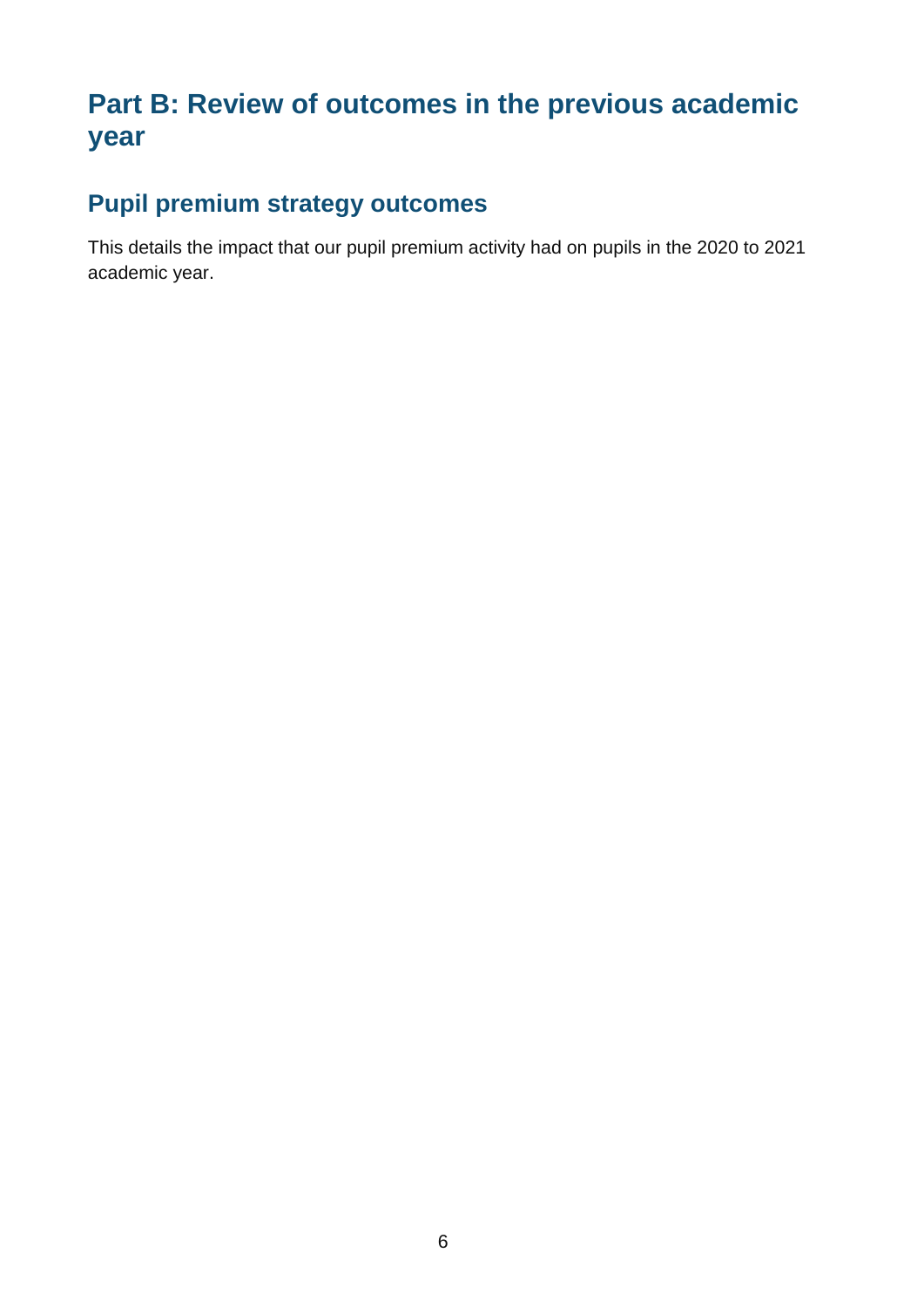# Part B: Review of outcomes in the previous academic year

## Pupil premium strategy outcomes

This details the impact that our pupil premium activity had on pupils in the 2020 to 2021 academic year.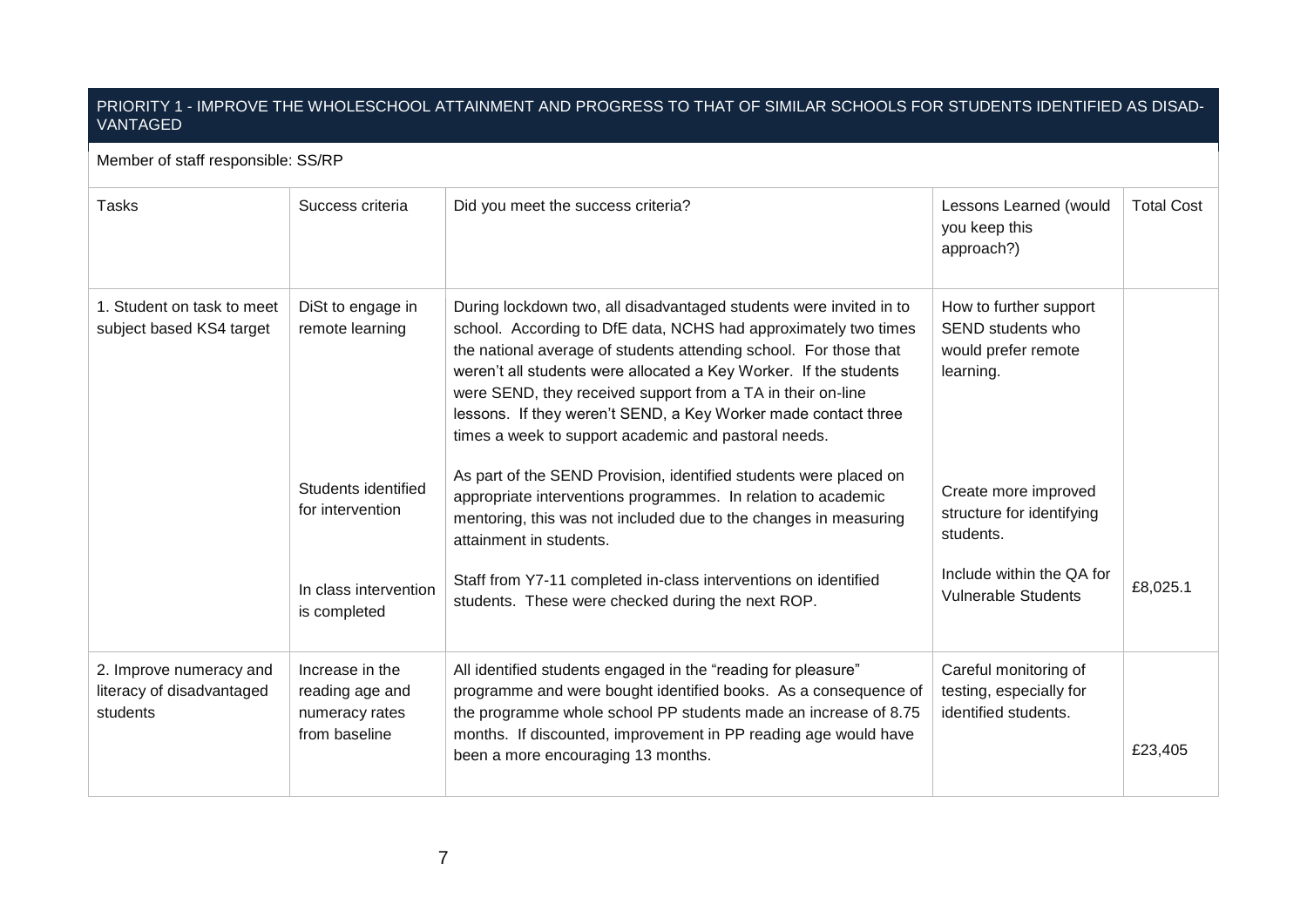## PRIORITY 1 - IMPROVE THE WHOLESCHOOL ATTAINMENT AND PROGRESS TO THAT OF SIMILAR SCHOOLS FOR STUDENTS IDENTIFIED AS DISADVANTAGED

Member of staff responsible: SS/RP

| Tasks | Success criteria | Did you meet the success criteria? | Lessons Learned (would you keep this approach?) | Total Cost |
|---|---|---|---|---|
| 1. Student on task to meet subject based KS4 target | DiSt to engage in remote learning | During lockdown two, all disadvantaged students were invited in to school. According to DfE data, NCHS had approximately two times the national average of students attending school. For those that weren't all students were allocated a Key Worker. If the students were SEND, they received support from a TA in their on-line lessons. If they weren't SEND, a Key Worker made contact three times a week to support academic and pastoral needs. | How to further support SEND students who would prefer remote learning. | |
| | Students identified for intervention | As part of the SEND Provision, identified students were placed on appropriate interventions programmes. In relation to academic mentoring, this was not included due to the changes in measuring attainment in students. | Create more improved structure for identifying students. | |
| | In class intervention is completed | Staff from Y7-11 completed in-class interventions on identified students. These were checked during the next ROP. | Include within the QA for Vulnerable Students | £8,025.1 |
| 2. Improve numeracy and literacy of disadvantaged students | Increase in the reading age and numeracy rates from baseline | All identified students engaged in the "reading for pleasure" programme and were bought identified books. As a consequence of the programme whole school PP students made an increase of 8.75 months. If discounted, improvement in PP reading age would have been a more encouraging 13 months. | Careful monitoring of testing, especially for identified students. | £23,405 |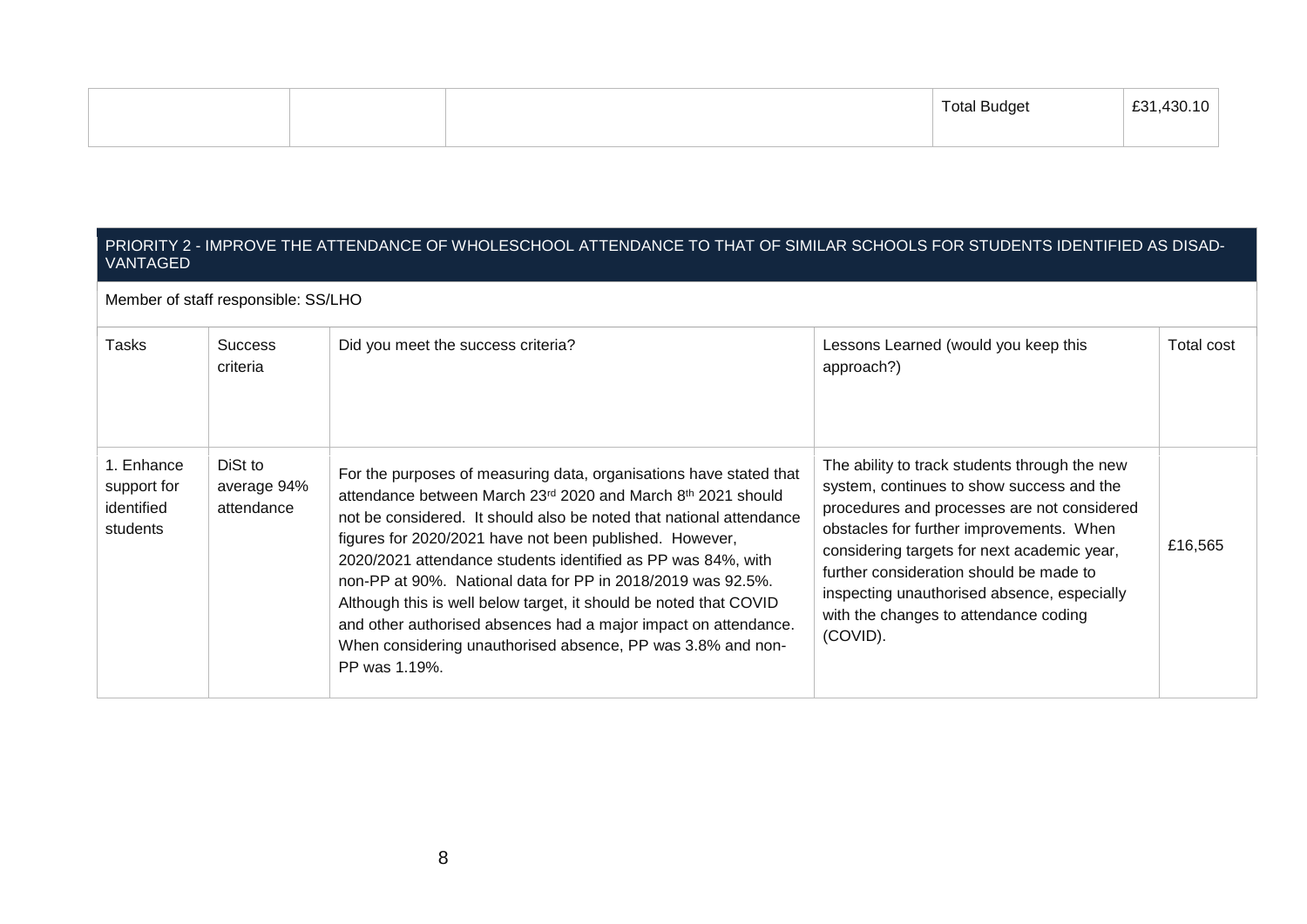| | | | Total Budget | £31,430.10 |
|---|---|---|---|---|

| PRIORITY 2 - IMPROVE THE ATTENDANCE OF WHOLESCHOOL ATTENDANCE TO THAT OF SIMILAR SCHOOLS FOR STUDENTS IDENTIFIED AS DISADVANTAGED | | | | |
|---|---|---|---|---|
| Member of staff responsible: SS/LHO | | | | |
| Tasks | Success criteria | Did you meet the success criteria? | Lessons Learned (would you keep this approach?) | Total cost |
| 1. Enhance support for identified students | DiSt to average 94% attendance | For the purposes of measuring data, organisations have stated that attendance between March 23rd 2020 and March 8th 2021 should not be considered. It should also be noted that national attendance figures for 2020/2021 have not been published. However, 2020/2021 attendance students identified as PP was 84%, with non-PP at 90%. National data for PP in 2018/2019 was 92.5%. Although this is well below target, it should be noted that COVID and other authorised absences had a major impact on attendance. When considering unauthorised absence, PP was 3.8% and non-PP was 1.19%. | The ability to track students through the new system, continues to show success and the procedures and processes are not considered obstacles for further improvements. When considering targets for next academic year, further consideration should be made to inspecting unauthorised absence, especially with the changes to attendance coding (COVID). | £16,565 |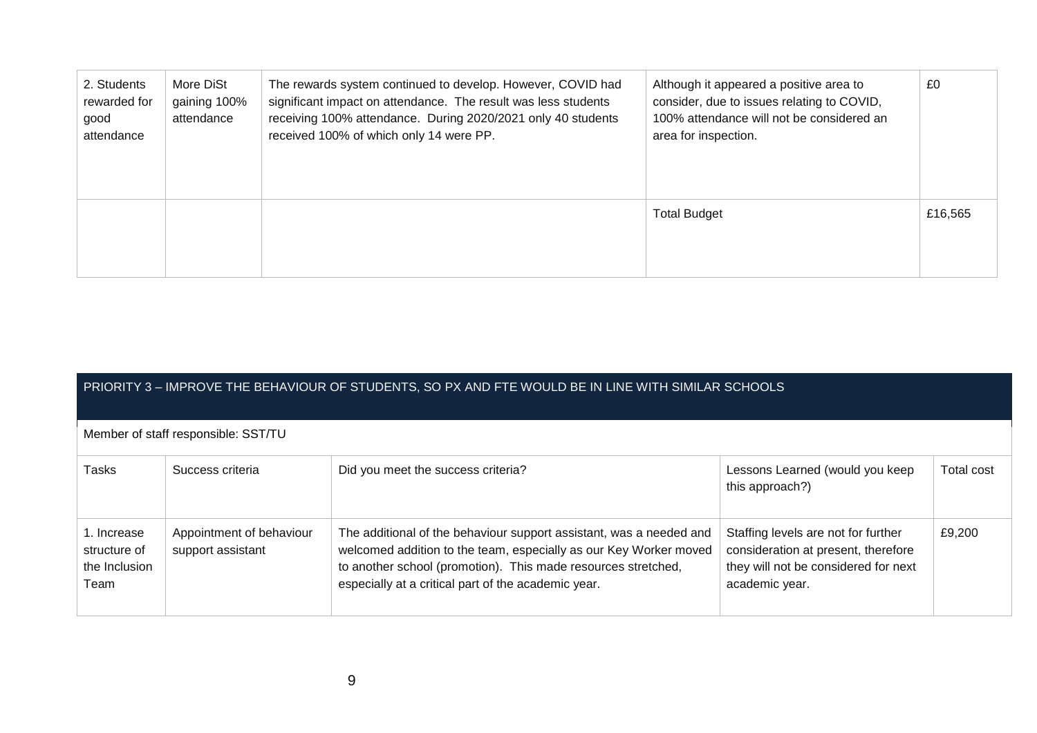| | | | | |
|---|---|---|---|---|
| 2. Students rewarded for good attendance | More DiSt gaining 100% attendance | The rewards system continued to develop. However, COVID had significant impact on attendance. The result was less students receiving 100% attendance. During 2020/2021 only 40 students received 100% of which only 14 were PP. | Although it appeared a positive area to consider, due to issues relating to COVID, 100% attendance will not be considered an area for inspection. | £0 |
| | | | Total Budget | £16,565 |

## PRIORITY 3 – IMPROVE THE BEHAVIOUR OF STUDENTS, SO PX AND FTE WOULD BE IN LINE WITH SIMILAR SCHOOLS

Member of staff responsible: SST/TU

| Tasks | Success criteria | Did you meet the success criteria? | Lessons Learned (would you keep this approach?) | Total cost |
|---|---|---|---|---|
| 1. Increase structure of the Inclusion Team | Appointment of behaviour support assistant | The additional of the behaviour support assistant, was a needed and welcomed addition to the team, especially as our Key Worker moved to another school (promotion). This made resources stretched, especially at a critical part of the academic year. | Staffing levels are not for further consideration at present, therefore they will not be considered for next academic year. | £9,200 |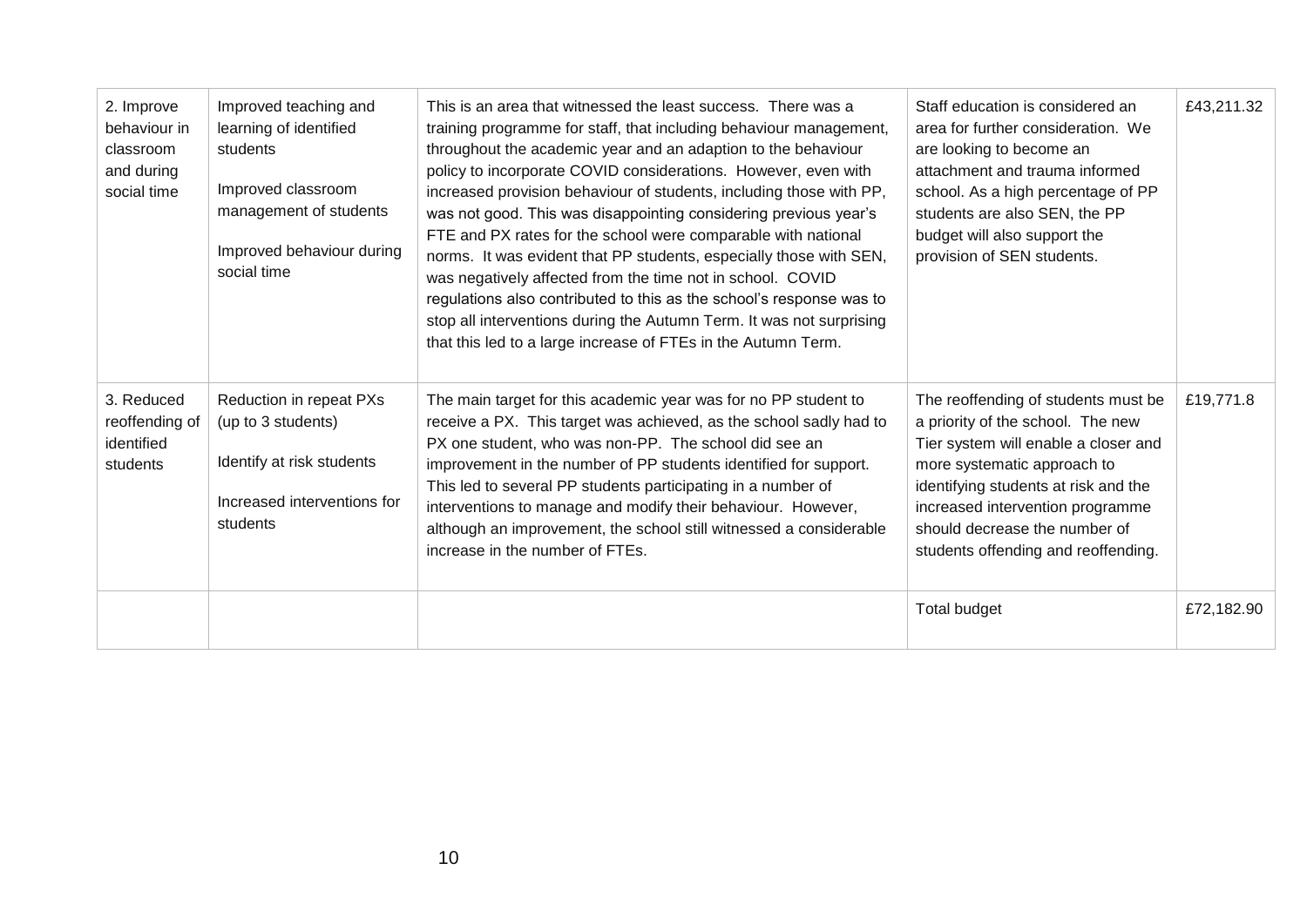| | | | | |
|---|---|---|---|---|
| 2. Improve behaviour in classroom and during social time | Improved teaching and learning of identified students<br><br>Improved classroom management of students<br><br>Improved behaviour during social time | This is an area that witnessed the least success. There was a training programme for staff, that including behaviour management, throughout the academic year and an adaption to the behaviour policy to incorporate COVID considerations. However, even with increased provision behaviour of students, including those with PP, was not good. This was disappointing considering previous year's FTE and PX rates for the school were comparable with national norms. It was evident that PP students, especially those with SEN, was negatively affected from the time not in school. COVID regulations also contributed to this as the school's response was to stop all interventions during the Autumn Term. It was not surprising that this led to a large increase of FTEs in the Autumn Term. | Staff education is considered an area for further consideration. We are looking to become an attachment and trauma informed school. As a high percentage of PP students are also SEN, the PP budget will also support the provision of SEN students. | £43,211.32 |
| 3. Reduced reoffending of identified students | Reduction in repeat PXs (up to 3 students)<br><br>Identify at risk students<br><br>Increased interventions for students | The main target for this academic year was for no PP student to receive a PX. This target was achieved, as the school sadly had to PX one student, who was non-PP. The school did see an improvement in the number of PP students identified for support. This led to several PP students participating in a number of interventions to manage and modify their behaviour. However, although an improvement, the school still witnessed a considerable increase in the number of FTEs. | The reoffending of students must be a priority of the school. The new Tier system will enable a closer and more systematic approach to identifying students at risk and the increased intervention programme should decrease the number of students offending and reoffending. | £19,771.8 |
| | | | Total budget | £72,182.90 |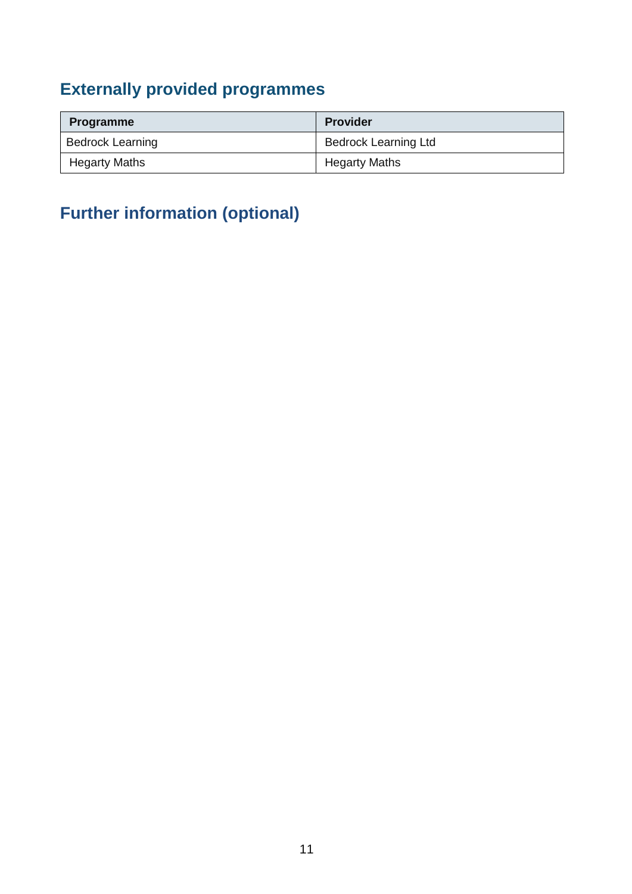## Externally provided programmes

| Programme | Provider |
| --- | --- |
| Bedrock Learning | Bedrock Learning Ltd |
| Hegarty Maths | Hegarty Maths |

## Further information (optional)